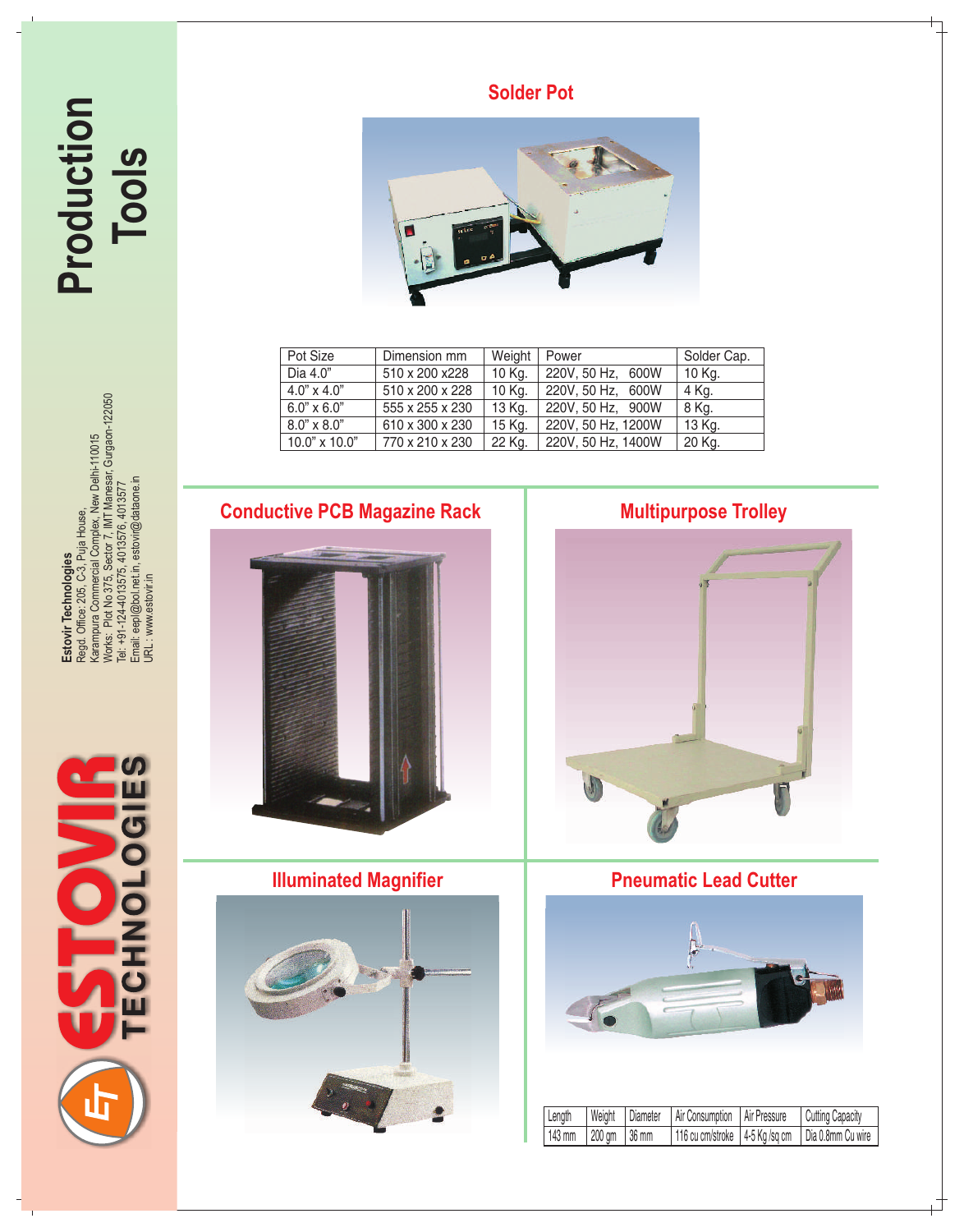# Production Tools

**Estovir Technologies**
Regd. Office: 205, C-3, Puja House,
Karampura Commercial Complex, New Delhi-110015
Works: Plot No 375, Sector 7, IMT Manesar, Gurgaon-122050
Tel: +91-124-4013575, 4013576, 4013577
Email: eepl@bol.net.in, estovir@dataone.in
URL : www.estovir.in

ESTOVIR TECHNOLOGIES

## Solder Pot

| Pot Size | Dimension mm | Weight | Power | Solder Cap. |
|---|---|---|---|---|
| Dia 4.0" | 510 x 200 x228 | 10 Kg. | 220V, 50 Hz, 600W | 10 Kg. |
| 4.0" x 4.0" | 510 x 200 x 228 | 10 Kg. | 220V, 50 Hz, 600W | 4 Kg. |
| 6.0" x 6.0" | 555 x 255 x 230 | 13 Kg. | 220V, 50 Hz, 900W | 8 Kg. |
| 8.0" x 8.0" | 610 x 300 x 230 | 15 Kg. | 220V, 50 Hz, 1200W | 13 Kg. |
| 10.0" x 10.0" | 770 x 210 x 230 | 22 Kg. | 220V, 50 Hz, 1400W | 20 Kg. |

## Conductive PCB Magazine Rack

## Multipurpose Trolley

## Illuminated Magnifier

## Pneumatic Lead Cutter

| Length | Weight | Diameter | Air Consumption | Air Pressure | Cutting Capacity |
|---|---|---|---|---|---|
| 143 mm | 200 gm | 36 mm | 116 cu cm/stroke | 4-5 Kg /sq cm | Dia 0.8mm Cu wire |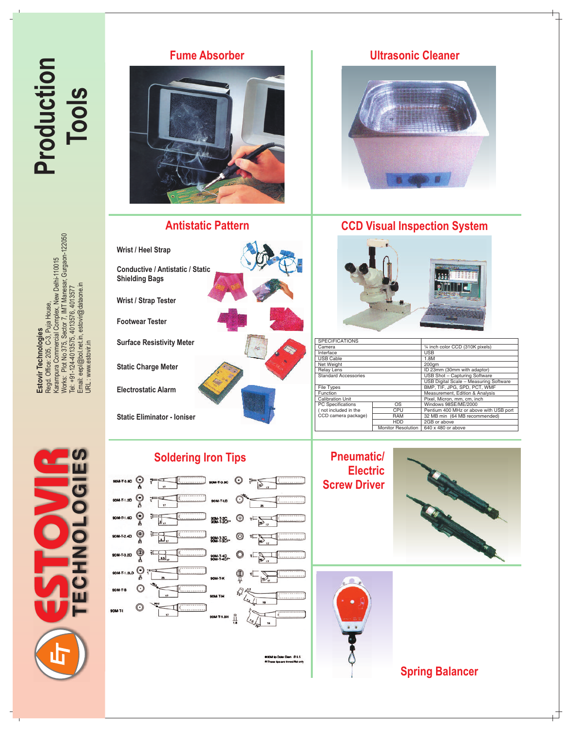# Production Tools

**Estovir Technologies**
Regd. Office: 205, C-3, Puja House,
Karampura Commercial Complex, New Delhi-110015
Works: Plot No 375, Sector 7, IMT Manesar, Gurgaon-122050
Tel: +91-124-4013575, 4013576, 4013577
Email: eepl@bol.net.in, estovir@dataone.in
URL : www.estovir.in

ESTOVIR TECHNOLOGIES

## Fume Absorber

## Ultrasonic Cleaner

## Antistatic Pattern

- Wrist / Heel Strap
- Conductive / Antistatic / Static Shielding Bags
- Wrist / Strap Tester
- Footwear Tester
- Surface Resistivity Meter
- Static Charge Meter
- Electrostatic Alarm
- Static Eliminator - Ioniser

## CCD Visual Inspection System

| SPECIFICATIONS | | |
|---|---|---|
| Camera | | ¼ inch color CCD (310K pixels) |
| Interface | | USB |
| USB Cable | | 1.8M |
| Net Weight | | 200gm |
| Relay Lens | | ID 23mm (30mm with adaptor) |
| Standard Accessories | | USB Shot – Capturing Software |
| | | USB Digital Scale – Measuring Software |
| File Types | | BMP, TIF, JPG, SPD, PCT, WMF |
| Function | | Measurement, Edition & Analysis |
| Calibration Unit | | Pixel, Micron, mm, cm, inch |
| PC Specifications ( not included in the CCD camera package) | OS | Windows 98SE/ME/2000 |
| | CPU | Pentium 400 MHz or above with USB port |
| | RAM | 32 MB min (64 MB recommended) |
| | HDD | 2GB or above |
| | Monitor Resolution | 640 x 480 or above |

## Soldering Iron Tips

90M-T-0.8D, 90M-T-0.8C, 90M-T-1.2D, 90M-T-LB, 90M-T-1.6D, 90M-T-2C 90M-T-2CF*, 90M-T-2.4D, 90M-T-3C 90M-T-3CF*, 90M-T-3.2D, 90M-T-4C 90M-T-4CF*, 90M-T-1.2LD, 90M-T-K, 90M-T-B, 90M-T-H, 90M-T-I, 90M-T-1.8H

●90M tip Outer Diam Ø 6.5
*These tips are tinned flat only

## Pneumatic/ Electric Screw Driver

## Spring Balancer